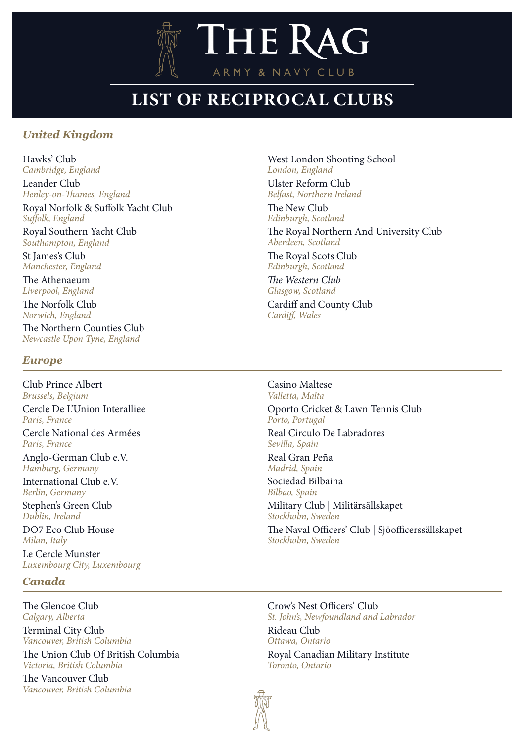# THE RAG

ARMY & NAVY CLUB

## LIST OF RECIPROCAL CLUBS

### *United Kingdom*

Hawks' Club
*Cambridge, England*

Leander Club
*Henley-on-Thames, England*

Royal Norfolk & Suffolk Yacht Club
*Suffolk, England*

Royal Southern Yacht Club
*Southampton, England*

St James's Club
*Manchester, England*

The Athenaeum
*Liverpool, England*

The Norfolk Club
*Norwich, England*

The Northern Counties Club
*Newcastle Upon Tyne, England*

West London Shooting School
*London, England*

Ulster Reform Club
*Belfast, Northern Ireland*

The New Club
*Edinburgh, Scotland*

The Royal Northern And University Club
*Aberdeen, Scotland*

The Royal Scots Club
*Edinburgh, Scotland*

*The Western Club*
*Glasgow, Scotland*

Cardiff and County Club
*Cardiff, Wales*

### *Europe*

Club Prince Albert
*Brussels, Belgium*

Cercle De L'Union Interalliee
*Paris, France*

Cercle National des Armées
*Paris, France*

Anglo-German Club e.V.
*Hamburg, Germany*

International Club e.V.
*Berlin, Germany*

Stephen's Green Club
*Dublin, Ireland*

DO7 Eco Club House
*Milan, Italy*

Le Cercle Munster
*Luxembourg City, Luxembourg*

Casino Maltese
*Valletta, Malta*

Oporto Cricket & Lawn Tennis Club
*Porto, Portugal*

Real Circulo De Labradores
*Sevilla, Spain*

Real Gran Peña
*Madrid, Spain*

Sociedad Bilbaina
*Bilbao, Spain*

Military Club | Militärsällskapet
*Stockholm, Sweden*

The Naval Officers' Club | Sjöofficerssällskapet
*Stockholm, Sweden*

### *Canada*

The Glencoe Club
*Calgary, Alberta*

Terminal City Club
*Vancouver, British Columbia*

The Union Club Of British Columbia
*Victoria, British Columbia*

The Vancouver Club
*Vancouver, British Columbia*

Crow's Nest Officers' Club
*St. John's, Newfoundland and Labrador*

Rideau Club
*Ottawa, Ontario*

Royal Canadian Military Institute
*Toronto, Ontario*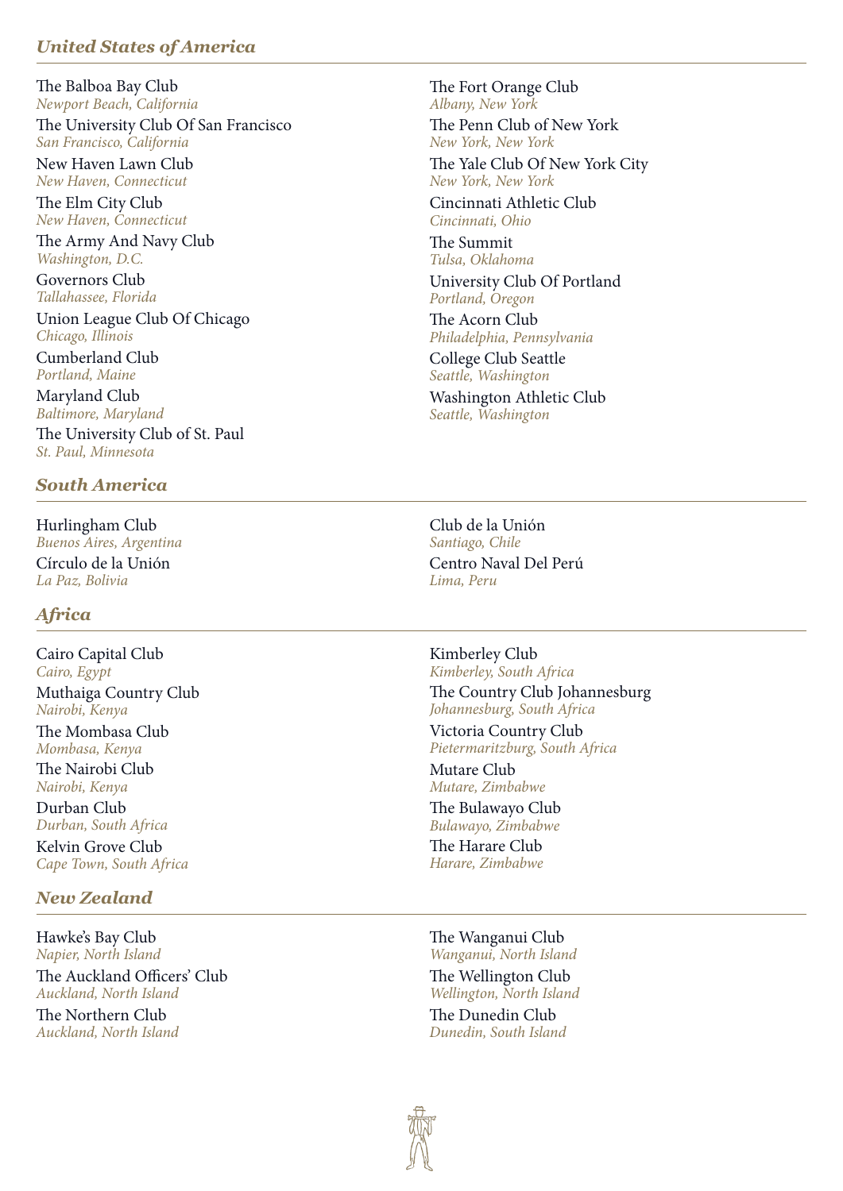## *United States of America*

The Balboa Bay Club
*Newport Beach, California*

The University Club Of San Francisco
*San Francisco, California*

New Haven Lawn Club
*New Haven, Connecticut*

The Elm City Club
*New Haven, Connecticut*

The Army And Navy Club
*Washington, D.C.*

Governors Club
*Tallahassee, Florida*

Union League Club Of Chicago
*Chicago, Illinois*

Cumberland Club
*Portland, Maine*

Maryland Club
*Baltimore, Maryland*

The University Club of St. Paul
*St. Paul, Minnesota*

The Fort Orange Club
*Albany, New York*

The Penn Club of New York
*New York, New York*

The Yale Club Of New York City
*New York, New York*

Cincinnati Athletic Club
*Cincinnati, Ohio*

The Summit
*Tulsa, Oklahoma*

University Club Of Portland
*Portland, Oregon*

The Acorn Club
*Philadelphia, Pennsylvania*

College Club Seattle
*Seattle, Washington*

Washington Athletic Club
*Seattle, Washington*

## *South America*

Hurlingham Club
*Buenos Aires, Argentina*

Círculo de la Unión
*La Paz, Bolivia*

Club de la Unión
*Santiago, Chile*

Centro Naval Del Perú
*Lima, Peru*

## *Africa*

Cairo Capital Club
*Cairo, Egypt*

Muthaiga Country Club
*Nairobi, Kenya*

The Mombasa Club
*Mombasa, Kenya*

The Nairobi Club
*Nairobi, Kenya*

Durban Club
*Durban, South Africa*

Kelvin Grove Club
*Cape Town, South Africa*

Kimberley Club
*Kimberley, South Africa*

The Country Club Johannesburg
*Johannesburg, South Africa*

Victoria Country Club
*Pietermaritzburg, South Africa*

Mutare Club
*Mutare, Zimbabwe*

The Bulawayo Club
*Bulawayo, Zimbabwe*

The Harare Club
*Harare, Zimbabwe*

## *New Zealand*

Hawke's Bay Club
*Napier, North Island*

The Auckland Officers' Club
*Auckland, North Island*

The Northern Club
*Auckland, North Island*

The Wanganui Club
*Wanganui, North Island*

The Wellington Club
*Wellington, North Island*

The Dunedin Club
*Dunedin, South Island*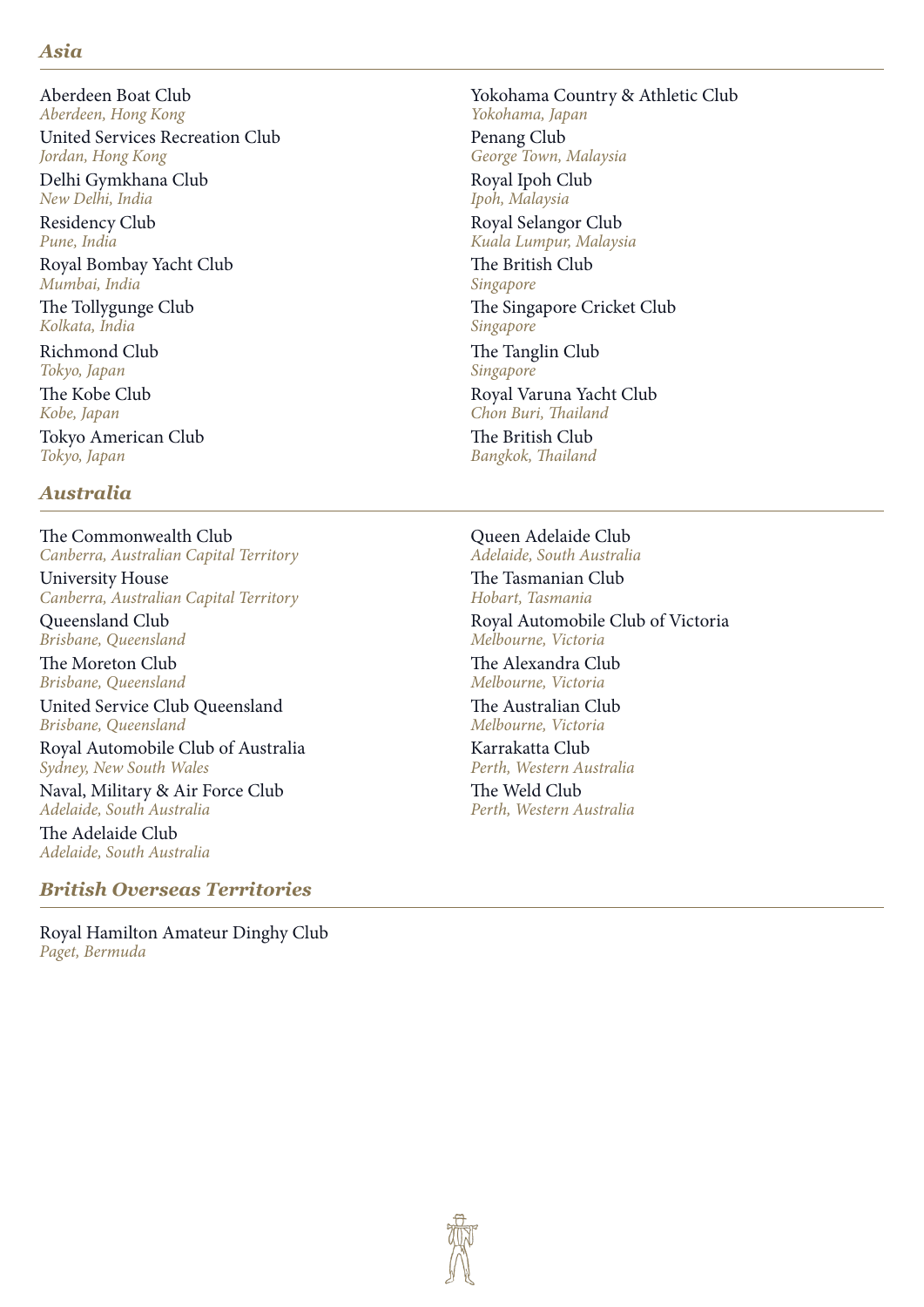## *Asia*

Aberdeen Boat Club
*Aberdeen, Hong Kong*

United Services Recreation Club
*Jordan, Hong Kong*

Delhi Gymkhana Club
*New Delhi, India*

Residency Club
*Pune, India*

Royal Bombay Yacht Club
*Mumbai, India*

The Tollygunge Club
*Kolkata, India*

Richmond Club
*Tokyo, Japan*

The Kobe Club
*Kobe, Japan*

Tokyo American Club
*Tokyo, Japan*

Yokohama Country & Athletic Club
*Yokohama, Japan*

Penang Club
*George Town, Malaysia*

Royal Ipoh Club
*Ipoh, Malaysia*

Royal Selangor Club
*Kuala Lumpur, Malaysia*

The British Club
*Singapore*

The Singapore Cricket Club
*Singapore*

The Tanglin Club
*Singapore*

Royal Varuna Yacht Club
*Chon Buri, Thailand*

The British Club
*Bangkok, Thailand*

## *Australia*

The Commonwealth Club
*Canberra, Australian Capital Territory*

University House
*Canberra, Australian Capital Territory*

Queensland Club
*Brisbane, Queensland*

The Moreton Club
*Brisbane, Queensland*

United Service Club Queensland
*Brisbane, Queensland*

Royal Automobile Club of Australia
*Sydney, New South Wales*

Naval, Military & Air Force Club
*Adelaide, South Australia*

The Adelaide Club
*Adelaide, South Australia*

Queen Adelaide Club
*Adelaide, South Australia*

The Tasmanian Club
*Hobart, Tasmania*

Royal Automobile Club of Victoria
*Melbourne, Victoria*

The Alexandra Club
*Melbourne, Victoria*

The Australian Club
*Melbourne, Victoria*

Karrakatta Club
*Perth, Western Australia*

The Weld Club
*Perth, Western Australia*

## *British Overseas Territories*

Royal Hamilton Amateur Dinghy Club
*Paget, Bermuda*